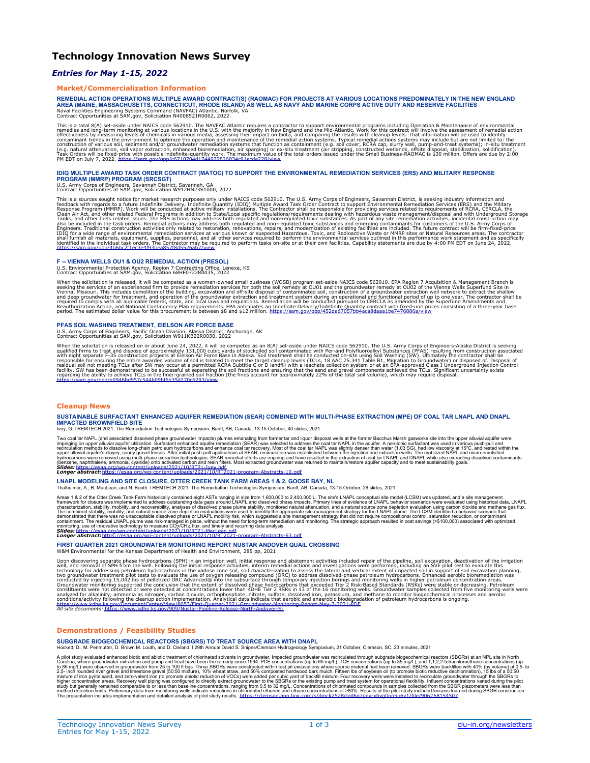# Technology Innovation News Survey

## *Entries for May 1-15, 2022*

### Market/Commercialization Information

**REMEDIAL ACTION OPERATIONS MULTIPLE AWARD CONTRACT(S) (RAOMAC) FOR PROJECTS AT VARIOUS LOCATIONS PREDOMINATELY IN THE NEW ENGLAND AREA (MAINE, MASSACHUSETTS, CONNECTICUT, RHODE ISLAND) AS WELL AS NAVY AND MARINE CORPS ACTIVE DUTY AND RESERVE FACILITIES**
Naval Facilities Engineering Systems Command (NAVFAC) Atlantic, Norfolk, VA
Contract Opportunities at SAM.gov, Solicitation N4008521R0062, 2022

This is a total 8(A) set-aside under NAICS code 562910. The NAVFAC Atlantic requires a contractor to support environmental programs including Operation & Maintenance of environmental remedies and long-term monitoring at various locations in the U.S. with the majority in New England and the Mid-Atlantic. Work for this contract will involve the assessment of remedial action effectiveness by measuring levels of chemicals in various media, assessing their impact on biota, and comparing the results with cleanup levels. That information will be used to identify contaminant trends in the environment to optimize the operation and maintenance of the remedial action systems. Typical remedial actions systems may include but are not limited to: the construction of various soil, sediment and/or groundwater remediation systems that function as containment (e.g. soil cover, RCRA cap, slurry wall, pump-and-treat systems); in-situ treatment (e.g. natural attenuation, soil vapor extraction, enhanced bioremediation, air sparging) or ex-situ treatment (air stripping, constructed wetlands, offsite disposal, stabilization, solidification). Task Orders will be fixed-price with possible indefinite-quantity work. The maximum value of the total orders issued under the Small Business-RAOMAC is $30 million. Offers are due by 2:00 PM EDT on July 7, 2022. https://sam.gov/opp/c6710704d1744929826834c91acda228/view

**IDIQ MULTIPLE AWARD TASK ORDER CONTRACT (MATOC) TO SUPPORT THE ENVIRONMENTAL REMEDIATION SERVICES (ERS) AND MILITARY RESPONSE PROGRAM (MMRP) PROGRAM (SRCSGT)**
U.S. Army Corps of Engineers, Savannah District, Savannah, GA
Contract Opportunities at SAM.gov, Solicitation W912HN23S1000, 2022

This is a sources sought notice for market research purposes only under NAICS code 562910. The U.S. Army Corps of Engineers, Savannah District, is seeking industry information and feedback with regards to a future Indefinite Delivery, Indefinite Quantity (IDIQ) Multiple Award Task Order Contract to support Environmental Remediation Services (ERS) and the Military Response Program (MMRP). Work will be conducted at active military installations. The Contractor shall be responsible for providing services related to requirements of RCRA, CERCLA, the Clean Air Act, and other related Federal Programs in addition to State/Local specific regulations/requirements dealing with hazardous waste management/disposal and with Underground Storage Tanks, and other fuels related issues. The ERS actions may address both regulated and non-regulated toxic substances. As part of any site remediation activities, incidental construction may also be included in the task orders. Remedial actions may address both regulated and non-regulated toxic substances and emerging contaminants for customers of the U.S. Army Corps of Engineers. Traditional construction activities only related to restoration, renovations, repairs, and modernization of existing facilities are included. The future contract will be firm-fixed-price IDIQ for a wide range of environmental remediation services at various known or suspected Hazardous, Toxic, and Radioactive Waste or MMRP sites or Natural Resources areas. The contractor shall furnish all materials, equipment, supplies, personnel, and all other services required to perform the environmental services outlined in this performance work statement and as specifically identified in the individual task orders. The Contractor may be required to perform tasks on-site or at their own facilities. Capability statements are due by 4:00 PM EDT on June 24, 2022. https://sam.gov/opp/4b6bc2f1ec3e4f93bea857f8d5526ab7/view

**F -- VIENNA WELLS OU1 & OU2 REMEDIAL ACTION (PRESOL)**
U.S. Environmental Protection Agency, Region 7 Contracting Office, Lenexa, KS
Contract Opportunities at SAM.gov, Solicitation 68HE0722R0035, 2022

When the solicitation is released, it will be competed as a women-owned small business (WOSB) program set-aside NAICS code 562910. EPA Region 7 Acquisition & Management Branch is seeking the services of an experienced firm to provide remediation services for both the soil remedy at OU01 and the groundwater remedy at OU02 of the Vienna Wells Superfund Site in Vienna, Missouri. This includes demolition of the building, excavation and off-site disposal of contaminated soil, construction of a groundwater extraction well network to extract the shallow and deep groundwater for treatment, and operation of the groundwater extraction and treatment system during an operational and functional period of up to one year. The contractor shall be required to comply with all applicable federal, state, and local laws and regulations. Remediation will be conducted pursuant to CERCLA as amended by the Superfund Amendments and Reauthorization Action, and National Contingency Plan requirements. EPA anticipates an Indefinite Delivery/Indefinite Quantity contract with fixed-unit prices consisting of a three-year base period. The estimated dollar value for this procurement is between $8 and $12 million. https://sam.gov/opp/452da67057bb4aca8daaa1be7476886a/view

**PFAS SOIL WASHING TREATMENT, EIELSON AIR FORCE BASE**
U.S. Army Corps of Engineers, Pacific Ocean Division, Alaska District, Anchorage, AK
Contract Opportunities at SAM.gov, Solicitation W911KB22R0030, 2022

When the solicitation is released on or about June 24, 2022, it will be competed as an 8(A) set-aside under NAICS code 562910. The U.S. Army Corps of Engineers-Alaska District is seeking qualified firms to treat and dispose of approximately 131,000 cubic yards of stockpiled soil contaminated with Per- and Polyfluoroalkyl Substances (PFAS) resulting from construction associated with eight separate F-35 construction projects at Eielson Air Force Base in Alaska. Soil treatment shall be conducted on-site using Soil Washing (SW). Ultimately the contractor shall be responsible for ensuring the entire awarded volume of soil is treated to meet the target cleanup levels (TCLs, 18 AAC 75.341 Table B1, Migration to Groundwater) or disposed of. Disposal of residual soil not meeting TCLs after SW may occur at a permitted RCRA Subtitle C or D landfill with a leachate collection system or at an EPA-approved Class I Underground Injection Control facility. SW has been demonstrated to be successful at separating the soil fractions and ensuring that the sand and gravel components achieved the TCLs. Significant uncertainty exists regarding the ability to achieve TCLs in the finer-grained soil fraction (the fines account for approximately 22% of the total soil volume), which may require disposal. https://sam.gov/opp/e0946bd957c544b09bf6b35d270c6293/view

### Cleanup News

**SUSTAINABLE SURFACTANT ENHANCED AQUIFER REMEDIATION (SEAR) COMBINED WITH MULTI-PHASE EXTRACTION (MPE) OF COAL TAR LNAPL AND DNAPL IMPACTED BROWNFIELD SITE**
Ivey, G. I REMTECH 2021: The Remediation Technologies Symposium, Banff, AB, Canada, 13-15 October, 40 slides, 2021

Two coal tar NAPL (and associated dissolved phase groundwater impacts) plumes emanating from former tar and liquor disposal wells at the former Bacchus Marsh gasworks site into the upper alluvial aquifer were impinging on upper alluvial aquifer utilization. Surfactant enhanced aquifer remediation (SEAR) was selected to address the coal tar NAPL in the aquifer. A non-ionic surfactant was used in various push-pull and recirculation methods to dissolve long-chain petroleum hydrocarbons and enhance coal tar recovery. Most of the coal tar NAPL was slightly denser than water (1.03 SG), had low viscosity at 15°C, and rested within the upper alluvial aquifer's clayey, sandy gravel lenses. After initial push-pull applications of SEAR, recirculation was established between the injection and extraction wells. The mobilized NAPL and micro-emulsified hydrocarbons were removed using multi-phase extraction technologies. SEAR remedial efforts are ongoing and have resulted in the extraction of coal tar LNAPL and DNAPL while also extracting dissolved contaminants (benzene, naphthalene, ammonia, cyanide) onto activated carbon and resin filters. Most extracted groundwater was returned to maintain/restore aquifer capacity and to meet sustainability goals.
***Slides:*** https://esaa.org/wp-content/uploads/2021/10/RT21-Ivey.pdf
***Longer abstract:*** https://esaa.org/wp-content/uploads/2021/10/RT2021-program-Abstracts-10.pdf

**LNAPL MODELING AND SITE CLOSURE, OTTER CREEK TANK FARM AREAS 1 & 2, GOOSE BAY, NL**
Thalheimer, A., B. MacLean, and N. Booth. I REMTECH 2021: The Remediation Technologies Symposium, Banff, AB, Canada, 13-15 October, 26 slides, 2021

Areas 1 & 2 of the Otter Creek Tank Farm historically contained eight ASTs ranging in size from 1,600,000 to 2,400,000 L. The site's LNAPL conceptual site model (LCSM) was updated, and a site management framework for closure was implemented to address outstanding data gaps around LNAPL and dissolved phase impacts. Primary lines of evidence of LNAPL behavior scenarios were evaluated using historical data, LNAPL characterization, stability, mobility, and recoverability, analyses of dissolved phase plume stability, monitored natural attenuation, and a natural source zone depletion evaluation using carbon dioxide and methane gas flux. The combined stability, mobility, and natural source zone depletion evaluations were used to identify the appropriate site management strategy for the LNAPL plume. The LCSM identified a behavior scenario that demonstrated that there was no unacceptable dissolved phase or LNAPL mobility risk, which suggested a site management strategy that did not require compositional control, saturation reduction, or contaminant containment. The residual LNAPL plume was risk-managed in place, without the need for long-term remediation and monitoring. The strategic approach resulted in cost savings (>$100,000) associated with optimized monitoring, use of innovative technology to measure $CO_2$/$CH_4$ flux, and timely and recurring data analysis.
***Slides:*** https://esaa.org/wp-content/uploads/2021/10/RT21-MacLean.pdf
***Longer abstract:*** https://esaa.org/wp-content/uploads/2021/10/RT2021-program-Abstracts-63.pdf

**FIRST QUARTER 2021 GROUNDWATER MONITORING REPORT NUSTAR ANDOVER QUAIL CROSSING**
W&M Environmental for the Kansas Department of Health and Environment, 285 pp, 2021

Upon discovering separate phase hydrocarbons (SPH) in an irrigation well, initial response and abatement activities included repair of the pipeline, soil excavation, deactivation of the irrigation well, and removal of SPH from the well. Following the initial response activities, interim remedial actions and investigations were performed, including an SVE pilot test to evaluate this technology for addressing petroleum hydrocarbons in the vadose zone soil, soil characterization to assess the lateral and vertical extent of impacted soil in support of soil excavation planning, two groundwater treatment pilot tests to evaluate the use of oxygen releasing compound (ORC) to address dissolved-phase petroleum hydrocarbons. Enhanced aerobic bioremediation was conducted by injecting 15,042 lbs of pelletized ORC Advanced® into the subsurface through temporary injection borings and monitoring wells in higher petroleum concentration areas. Groundwater monitoring supported the conclusion that the extent of dissolved phase hydrocarbons that exceeded Tier 2 Risk-Based Standards (RSKs) were stable or decreasing. Petroleum constituents were not detected or were detected at concentrations lower than KDHE Tier 2 RSKs in 13 of the 16 monitoring wells. Groundwater samples collected from five monitoring wells were analyzed for alkalinity, ammonia as nitrogen, carbon dioxide, orthophosphate, nitrate, sulfate, dissolved iron, potassium, and methane to monitor biogeochemical processes and aerobic conditions/activity following the cleanup action implementation. Analytical data indicate that aerobic and anaerobic biodegradation of petroleum hydrocarbons is ongoing.
https://www.kdhe.ks.gov/DocumentCenter/View/8053/First-Quarter-2021-Groundwater-Monitoring-Report-May-7-2021-PDF
*All site documents:* https://www.kdhe.ks.gov/909/Nustar-Pipeline-Release-North-Andover-Si

### Demonstrations / Feasibility Studies

**SUBGRADE BIOGEOCHEMICAL REACTORS (SBGRS) TO TREAT SOURCE AREA WITH DNAPL**
Hockett, D., M. Perlmutter, D. Brown M. Louth, and D. Cleland. I 29th Annual David S. Snipes/Clemson Hydrogeology Symposium, 21 October, Clemson, SC, 23 minutes, 2021

A pilot study evaluated enhanced biotic and abiotic treatment of chlorinated solvents in groundwater. Impacted groundwater was recirculated through subgrade biogeochemical reactors (SBGRs) at an NPL site in North Carolina, where groundwater extraction and pump and treat have been the remedy since 1994. PCE concentrations (up to 65 mg/L), TCE concentrations (up to 35 mg/L), and 1,1,2,2-tetrachloroethane concentrations (up to 85 mg/L) were observed in groundwater from 25 to 100 ft bgs. Three SBGRs were constructed within test pit excavations where source material had been removed. SBGRs were backfilled with 40% (by volume) of 0.5- to 2.5- inch rounded river gravel and limestone gravel (50:50 mixture), 10% wheat straw, and 50% composted hardwood bark mulch. Fifteen lbs of soybean oil (to promote biotic reductive dechlorination), 15 lbs of a 50:50 mixture of iron pyrite sand, and zero-valent iron (to promote abiotic reduction of VOCs) were added per cubic yard of backfill mixture. Four recovery wells were installed to recirculate groundwater through the SBGRs to higher concentration areas. Recovery well piping was configured to directly extract groundwater to the SBGRs or the existing pump and treat system for operational flexibility. Influent concentrations varied during the pilot study but generally remained comparable to or less than baseline concentrations, ranging from 0.5 to 32 mg/L. Concentrations of chlorinated compounds in samples collected from the SBGR piezometers were less than method detection limits. Preliminary data from monitoring wells indicate reductions in chlorinated ethenes and ethane concentrations of >80%. Results of the pilot study included lessons learned during SBGR construction. The presentation includes implementation and detailed analysis of pilot study results. https://clemson.app.box.com/s/dmck2528clod6q7geyrxfiyq0qg5b6v1/file/906268154507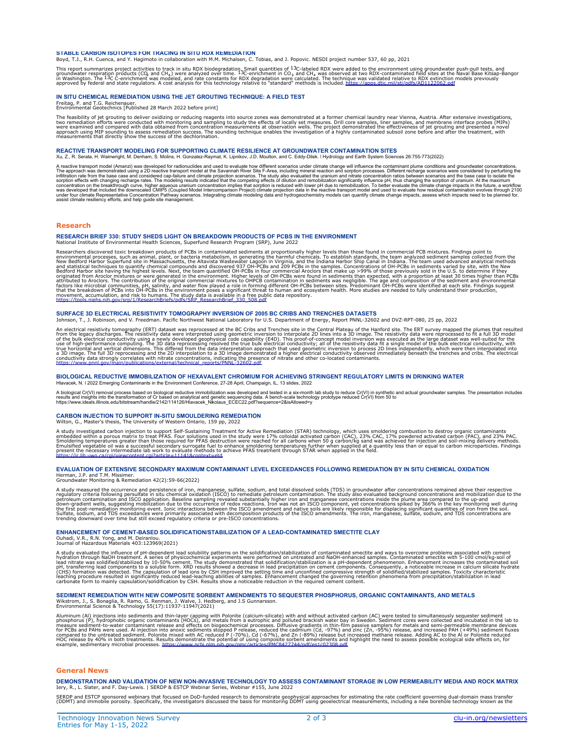### STABLE CARBON ISOTOPES FOR TRACING IN SITU RDX REMEDIATION

Boyd, T.J., R.H. Cuenca, and Y. Hagimoto in collaboration with M.M. Michalsen, C. Tobias, and J. Popovic. NESDI project number 537, 60 pp, 2021

This report summarizes project activities to track in situ RDX biodegradation. Small quantities of $^{13}$C-labeled RDX were added to the environment using groundwater push-pull tests, and groundwater respiration products ($CO_2$ and $CH_4$) were analyzed over time. $^{13}$C-enrichment in $CO_2$ and $CH_4$ was observed at two RDX-contaminated field sites at the Naval Base Kitsap-Bangor in Washington. The $^{13}$C C-enrichment was modeled, and rate constants for RDX degradation were calculated. The technique was validated relative to RDX extinction models previously approved by federal and state regulators. A cost analysis for this technology relative to "standard" methods is included. https://apps.dtic.mil/sti/pdfs/AD1122062.pdf

### IN SITU CHEMICAL REMEDIATION USING THE JET GROUTING TECHNIQUE: A FIELD TEST

Freitag, P. and T.G. Reichenauer.
Environmental Geotechnics [Published 28 March 2022 before print]

The feasibility of jet grouting to deliver oxidizing or reducing reagents into source zones was demonstrated at a former chemical laundry near Vienna, Austria. After extensive investigations, two remediation efforts were conducted with monitoring and sampling to study the effects of locally set measures. Drill core samples, liner samples, and membrane interface probes (MIPs) were examined and compared with data obtained from concentration measurements at observation wells. The project demonstrated the effectiveness of jet grouting and presented a novel approach using MIP sounding to assess remediation success. The sounding technique enables the investigation of a highly contaminated subsoil zone before and after the treatment, with measurements that directly show the success of the dechlorination.

### REACTIVE TRANSPORT MODELING FOR SUPPORTING CLIMATE RESILIENCE AT GROUNDWATER CONTAMINATION SITES

Xu, Z., R. Serata, H. Wainwright, M. Denham, S. Molins, H. Gonzalez-Raymat, K. Lipnikov, J.D. Moulton, and C. Eddy-Dilek. | Hydrology and Earth System Sciences 26:755-773(2022)

A reactive transport model (Amanzi) was developed for radionuclides and used to evaluate how different scenarios under climate change will influence the contaminant plume conditions and groundwater concentrations. The approach was demonstrated using a 2D reactive transport model at the Savannah River Site F-Area, including mineral reaction and sorption processes. Different recharge scenarios were considered by perturbing the infiltration rate from the base case and considered cap-failure and climate projection scenarios. The study also evaluated the uranium and nitrate concentration ratios between scenarios and the base case to isolate the sorption effects with changing recharge rates. The modeling results indicated that the competing effects of dilution and remobilization significantly influence pH, thus changing the sorption of uranium. At the maximum concentration on the breakthrough curve, higher aqueous uranium concentration implies that sorption is reduced with lower pH due to remobilization. To better evaluate the climate change impacts in the future, a workflow was developed that included the downscaled CMIP5 (Coupled Model Intercomparison Project) climate projection data in the reactive transport model and used to evaluate how residual contamination evolves through 2100 under four climate Representative Concentration Pathway scenarios. Integrating climate modeling data and hydrogeochemistry models can quantify climate change impacts, assess which impacts need to be planned for, assist climate resiliency efforts, and help guide site management.

## Research

### RESEARCH BRIEF 330: STUDY SHEDS LIGHT ON BREAKDOWN PRODUCTS OF PCBS IN THE ENVIRONMENT

National Institute of Environmental Health Sciences, Superfund Research Program (SRP), June 2022

Researchers discovered toxic breakdown products of PCBs in contaminated sediments at proportionally higher levels than those found in commercial PCB mixtures. Findings point to environmental processes, such as animal, plant, or bacteria metabolism, in generating the harmful chemicals. To establish standards, the team analyzed sediment samples collected from the New Bedford Harbor Superfund site in Massachusetts, the Altavista Wastewater Lagoon in Virginia, and the Indiana Harbor Ship Canal in Indiana. The team used advanced analytical methods and statistical techniques to quantify chemical compounds and discovered 937 OH-PCBs and 209 PCBs in the samples. Concentrations of OH-PCBs in sediments varied by site, with the New Bedford Harbor site having the highest levels. Next, the team quantified OH-PCBs in four commercial Aroclors that make up >99% of those previously sold in the U.S. to determine if they originated from Aroclor mixtures or were generated in the environment. Higher levels of OH-PCBs were found in sediments than expected, with a proportion at least 30 times higher than PCBs attributed to Aroclors. The contribution of the original commercial mixtures to OHPCB contamination in sediments was negligible. The age and composition of the sediment and environmental factors like microbial communities, pH, salinity, and water flow played a role in forming different OH-PCBs between sites. Predominant OH-PCBs were identified at each site. Findings suggest that the breakdown of PCBs into OH-PCBs in the environment poses a significant threat to human and ecosystem health. More studies are needed to fully understand their production, movement, accumulation, and risk to humans. The study data is available in a free public data repository.
https://tools.niehs.nih.gov/srp/1/ResearchBriefs/pdfs/SRP_ResearchBrief_330_508.pdf

### SURFACE 3D ELECTRICAL RESISTIVITY TOMOGRAPHY INVERSION OF 2005 BC CRIBS AND TRENCHES DATASETS

Johnson, T., J. Robinson, and V. Freedman. Pacific Northwest National Laboratory for U.S. Department of Energy, Report PNNL-32602 and DVZ-RPT-080, 25 pp, 2022

An electrical resistivity tomography (ERT) dataset was reprocessed at the BC Cribs and Trenches site in the Central Plateau of the Hanford site. The ERT survey mapped the plumes that resulted from the legacy discharges. The resistivity data were interpreted using geometric inversion to interpolate 2D lines into a 3D image. The resistivity data were reprocessed to fit a full 3D model of the bulk electrical conductivity using a newly developed geophysical code capability (E4D). This proof-of-concept model inversion was executed as the large dataset was well-suited for the use of high-performance computing. The 3D data reprocessing resolved the true bulk electrical conductivity; all of the resistivity data fit a single model of the bulk electrical conductivity, with true horizontal and vertical dimensions. This differed from the data interpretation approach that used geometric inversion to process 2D lines independently, which were then interpolated into a 3D image. The full 3D reprocessing and the 2D interpolation to a 3D image demonstrated a higher electrical conductivity observed immediately beneath the trenches and cribs. The electrical conductivity data strongly correlates with nitrate concentrations, indicating the presence of nitrate and other co-located contaminants.
https://www.pnnl.gov/main/publications/external/technical_reports/PNNL-32602.pdf

### BIOLOGICAL REDUCTIVE IMMOBILIZATION OF HEXAVALENT CHROMIUM FOR ACHIEVING STRINGENT REGULATORY LIMITS IN DRINKING WATER

Hlavacek, N. | 2022 Emerging Contaminants in the Environment Conference, 27-28 April, Champaign, IL, 13 slides, 2022

A biological Cr(VI) removal process based on biological reductive immobilization was developed and tested in a six-month lab study to reduce Cr(VI) in synthetic and actual groundwater samples. The presentation includes results and insights into the transformation of Cr based on analytical and genetic sequencing data. A bench-scale technology prototype reduced Cr(VI) from 50 to
https://www.ideals.illinois.edu/bitstream/handle/2142/114126/Hlavacek_Nikolaus_ECEC22.pdf?sequence=2&isAllowed=y

### CARBON INJECTION TO SUPPORT IN-SITU SMOULDERING REMEDIATION

Wilton, G., Master's thesis, The University of Western Ontario, 159 pp, 2022

A study investigated carbon injection to support Self-Sustaining Treatment for Active Remediation (STAR) technology, which uses smoldering combustion to destroy organic contaminants embedded within a porous matrix to treat PFAS. Four solutions used in the study were 17% colloidal activated carbon (CAC), 23% CAC, 17% powdered activated carbon (PAC), and 23% PAC. Smoldering temperatures greater than those required for PFAS destruction were reached for all carbons when 50 g carbon/kg sand was achieved for injection and soil-mixing delivery methods. Emulsified vegetable oil was a successful secondary surrogate fuel to enhance smoldering temperatures further when supplied at a quantity less than or equal to carbon microparticles. Findings present the necessary intermediate lab work to evaluate methods to achieve PFAS treatment through STAR when applied in the field.
https://ir.lib.uwo.ca/cgi/viewcontent.cgi?article=11141&context=etd

### EVALUATION OF EXTENSIVE SECONDARY MAXIMUM CONTAMINANT LEVEL EXCEEDANCES FOLLOWING REMEDIATION BY IN SITU CHEMICAL OXIDATION

Herman, J.P. and T.M. Missimer.
Groundwater Monitoring & Remediation 42(2):59-66(2022)

A study measured the occurrence and persistence of iron, manganese, sulfate, sodium, and total dissolved solids (TDS) in groundwater after concentrations remained above their respective regulatory criteria following persulfate in situ chemical oxidation (ISCO) to remediate petroleum contamination. The study also evaluated background concentrations and mobilization due to the petroleum contamination and ISCO application. Baseline sampling revealed substantially higher iron and manganese concentrations inside the plume area compared to the up-and down-gradient wells, suggesting mobilization due to the occurrence of redox reactions. Iron was not an ISCO component, yet concentrations spiked by 366% in the key monitoring well during the first post-remediation monitoring event. Ionic interactions between the ISCO amendment and native soils are likely responsible for displacing significant quantities of iron from the soil. Sulfate, sodium, and TDS exceedances were primarily associated with decomposition products of the ISCO amendments. The iron, manganese, sulfate, sodium, and TDS concentrations are trending downward over time but still exceed regulatory criteria or pre-ISCO concentrations.

### ENHANCEMENT OF CEMENT-BASED SOLIDIFICATION/STABILIZATION OF A LEAD-CONTAMINATED SMECTITE CLAY

Ouhadi, V.R., R.N. Yong, and M. Deiranlou.
Journal of Hazardous Materials 403:123969(2021)

A study evaluated the influence of pH-dependent lead solubility patterns on the solidification/stabilization of contaminated smectite and ways to overcome problems associated with cement hydration through NaOH treatment. A series of physicochemical experiments were performed on untreated and NaOH-enhanced samples. Contaminated smectite with 5-100 cmol/kg-soil of lead nitrate was solidified/stabilized by 10-50% cement. The study demonstrated that solidification/stabilization is a pH-dependent phenomenon. Enhancement increases the contaminated soil pH, transferring lead components to a soluble form. XRD results showed a decrease in lead precipitation on cement components. Consequently, a noticeable increase in calcium silicate hydrate (CHS) formation was detected. The capsulation of lead ions by CSH improved the setting time and unconfined compressive strength of solidified/stabilized samples. Toxicity characteristic leaching procedure resulted in significantly reduced lead-leaching abilities of samples. Enhancement changed the governing retention phenomena from precipitation/stabilization in lead carbonate form to mainly capsulation/solidification by CSH. Results show a noticeable reduction in the required cement content.

### SEDIMENT REMEDIATION WITH NEW COMPOSITE SORBENT AMENDMENTS TO SEQUESTER PHOSPHORUS, ORGANIC CONTAMINANTS, AND METALS

Wikstrom, J., S. Bonaglia, R. Ramo, G. Renman, J. Walve, J. Hedberg, and J.S Gunnarsson.
Environmental Science & Technology 55(17):11937-11947(2021)

Aluminum (Al) injections into sediments and thin-layer capping with Polonite (calcium-silicate) with and without activated carbon (AC) were tested to simultaneously sequester sediment phosphorus (P), hydrophobic organic contaminants (HOCs), and metals from a eutrophic and polluted brackish water bay in Sweden. Sediment cores were collected and incubated in the lab to measure sediment-to-water contaminant release and effects on biogeochemical processes. Diffusive gradients in thin-film passive samplers for metals and semi-permeable membrane devices for PCBs and PAHs were used. Al injection into anoxic sediments stopped P release, reduced the cadmium (Cd, -97%) and zinc (Zn, -95%) release, and increased PAH (+49%) sediment fluxes compared to the untreated sediment. Polonite mixed with AC reduced P (-70%), Cd (-67%), and Zn (-89%) release but increased methane release. Adding AC to the Al or Polonite reduced HOC release by 40% in both treatments. Results demonstrate the potential of using composite sorbent amendments to improve sediment remediation and highlight the need to assess possible ecological side effects on, for example, sedimentary microbial processes. https://www.ncbi.nlm.nih.gov/pmc/articles/PMC8427744/pdf/es1c02308.pdf

## General News

### DEMONSTRATION AND VALIDATION OF NEW NON-INVASIVE TECHNOLOGY TO ASSESS CONTAMINANT STORAGE IN LOW PERMEABILITY MEDIA AND ROCK MATRIX

Iery, R., L. Slater, and F. Day-Lewis. | SERDP & ESTCP Webinar Series, Webinar #155, June 2022

SERDP and ESTCP sponsored webinars that focused on DoD-funded research to demonstrate geophysical approaches for estimating the rate coefficient governing dual-domain mass transfer (DDMT) and immobile porosity. Specifically, the investigators discussed the basis for monitoring DDMT using geoelectrical measurements, including a new borehole technology known as the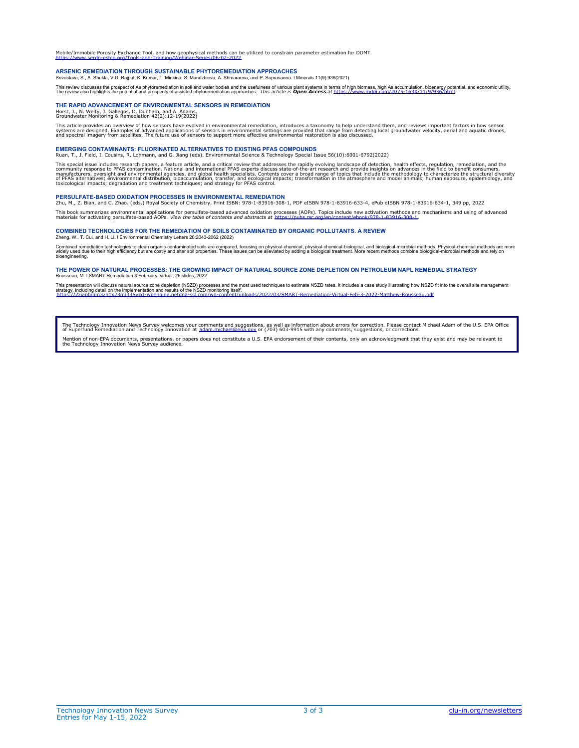Mobile/Immobile Porosity Exchange Tool, and how geophysical methods can be utilized to constrain parameter estimation for DDMT.
https://www.serdp-estcp.org/Tools-and-Training/Webinar-Series/06-02-2022

### ARSENIC REMEDIATION THROUGH SUSTAINABLE PHYTOREMEDIATION APPROACHES

Srivastava, S., A. Shukla, V.D. Rajput, K. Kumar, T. Minkina, S. Mandzhieva, A. Shmaraeva, and P. Suprasanna. | Minerals 11(9):936(2021)

This review discusses the prospect of As phytoremediation in soil and water bodies and the usefulness of various plant systems in terms of high biomass, high As accumulation, bioenergy potential, and economic utility. The review also highlights the potential and prospects of assisted phytoremediation approaches. *This article is* ***Open Access*** *at* https://www.mdpi.com/2075-163X/11/9/936/html.

### THE RAPID ADVANCEMENT OF ENVIRONMENTAL SENSORS IN REMEDIATION

Horst, J., N. Welty, J. Gallegos, D. Dunham, and A. Adams.
Groundwater Monitoring & Remediation 42(2):12-19(2022)

This article provides an overview of how sensors have evolved in environmental remediation, introduces a taxonomy to help understand them, and reviews important factors in how sensor systems are designed. Examples of advanced applications of sensors in environmental settings are provided that range from detecting local groundwater velocity, aerial and aquatic drones, and spectral imagery from satellites. The future use of sensors to support more effective environmental restoration is also discussed.

### EMERGING CONTAMINANTS: FLUORINATED ALTERNATIVES TO EXISTING PFAS COMPOUNDS

Ruan, T., J. Field, I. Cousins, R. Lohmann, and G. Jiang (eds). Environmental Science & Technology Special Issue 56(10):6001-6792(2022)

This special issue includes research papers, a feature article, and a critical review that addresses the rapidly evolving landscape of detection, health effects, regulation, remediation, and the community response to PFAS contamination. National and international PFAS experts discuss state-of-the-art research and provide insights on advances in the field to benefit consumers, manufacturers, oversight and environmental agencies, and global health specialists. Contents cover a broad range of topics that include the methodology to characterize the structural diversity of PFAS alternatives; environmental distribution, bioaccumulation, transfer, and ecological impacts; transformation in the atmosphere and model animals; human exposure, epidemiology, and toxicological impacts; degradation and treatment techniques; and strategy for PFAS control.

### PERSULFATE-BASED OXIDATION PROCESSES IN ENVIRONMENTAL REMEDIATION

Zhu, M., Z. Bian, and C. Zhao. (eds.) Royal Society of Chemistry, Print ISBN: 978-1-83916-308-1, PDF eISBN 978-1-83916-633-4, ePub eISBN 978-1-83916-634-1, 349 pp, 2022

This book summarizes environmental applications for persulfate-based advanced oxidation processes (AOPs). Topics include new activation methods and mechanisms and using of advanced materials for activating persulfate-based AOPs. *View the table of contents and abstracts at* https://pubs.rsc.org/en/content/ebook/978-1-83916-308-1.

### COMBINED TECHNOLOGIES FOR THE REMEDIATION OF SOILS CONTAMINATED BY ORGANIC POLLUTANTS. A REVIEW

Zheng, W., T. Cui, and H. Li. | Environmental Chemistry Letters 20:2043-2062 (2022)

Combined remediation technologies to clean organic-contaminated soils are compared, focusing on physical-chemical, physical-chemical-biological, and biological-microbial methods. Physical-chemical methods are more widely used due to their high efficiency but are costly and alter soil properties. These issues can be alleviated by adding a biological treatment. More recent methods combine biological-microbial methods and rely on bioengineering.

### THE POWER OF NATURAL PROCESSES: THE GROWING IMPACT OF NATURAL SOURCE ZONE DEPLETION ON PETROLEUM NAPL REMEDIAL STRATEGY

Rousseau, M. | SMART Remediation 3 February, virtual, 25 slides, 2022

This presentation will discuss natural source zone depletion (NSZD) processes and the most used techniques to estimate NSZD rates. It includes a case study illustrating how NSZD fit into the overall site management strategy, including detail on the implementation and results of the NSZD monitoring itself.
https://2ziapbmm3zh1x23mi335vixt-wpengine.netdna-ssl.com/wp-content/uploads/2022/03/SMART-Remediation-Virtual-Feb-3-2022-Matthew-Rousseau.pdf

---

The Technology Innovation News Survey welcomes your comments and suggestions, as well as information about errors for correction. Please contact Michael Adam of the U.S. EPA Office of Superfund Remediation and Technology Innovation at adam.michael@epa.gov or (703) 603-9915 with any comments, suggestions, or corrections.

Mention of non-EPA documents, presentations, or papers does not constitute a U.S. EPA endorsement of their contents, only an acknowledgment that they exist and may be relevant to the Technology Innovation News Survey audience.